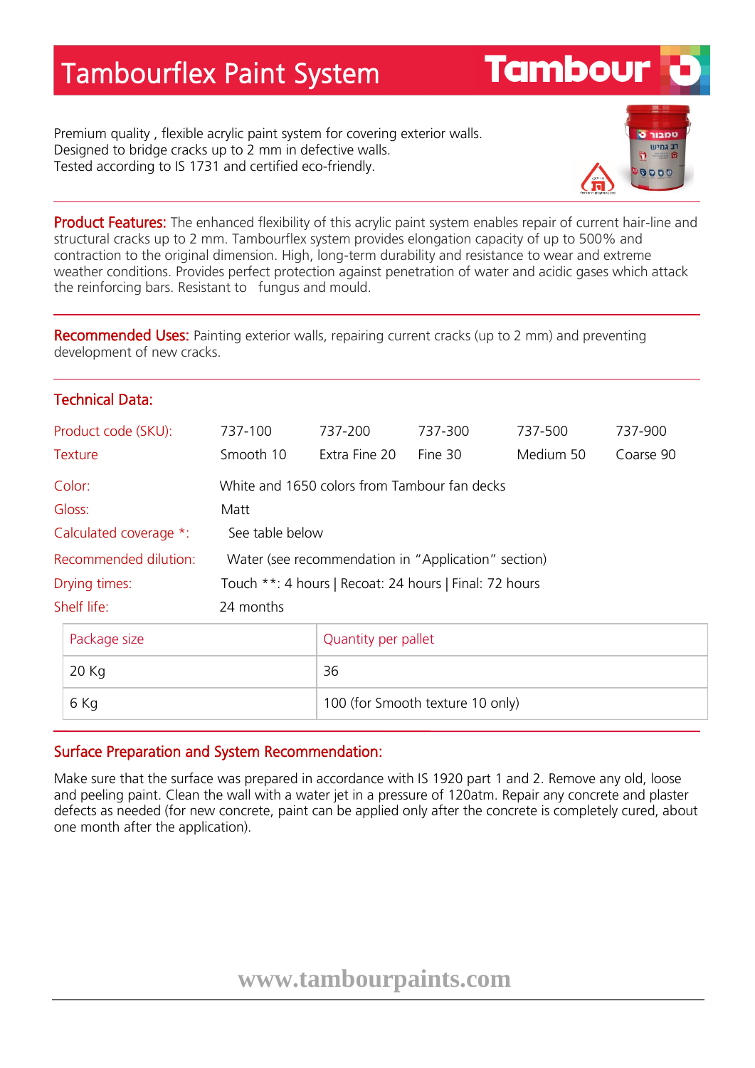# Tambourflex Paint System

Tambour

Premium quality , flexible acrylic paint system for covering exterior walls.
Designed to bridge cracks up to 2 mm in defective walls.
Tested according to IS 1731 and certified eco-friendly.

**Product Features:** The enhanced flexibility of this acrylic paint system enables repair of current hair-line and structural cracks up to 2 mm. Tambourflex system provides elongation capacity of up to 500% and contraction to the original dimension. High, long-term durability and resistance to wear and extreme weather conditions. Provides perfect protection against penetration of water and acidic gases which attack the reinforcing bars. Resistant to fungus and mould.

**Recommended Uses:** Painting exterior walls, repairing current cracks (up to 2 mm) and preventing development of new cracks.

## Technical Data:

| Product code (SKU): | 737-100 | 737-200 | 737-300 | 737-500 | 737-900 |
|---|---|---|---|---|---|
| Texture | Smooth 10 | Extra Fine 20 | Fine 30 | Medium 50 | Coarse 90 |

Color: White and 1650 colors from Tambour fan decks

Gloss: Matt

Calculated coverage *: See table below

Recommended dilution: Water (see recommendation in "Application" section)

Drying times: Touch **: 4 hours | Recoat: 24 hours | Final: 72 hours

Shelf life: 24 months

| Package size | Quantity per pallet |
|---|---|
| 20 Kg | 36 |
| 6 Kg | 100 (for Smooth texture 10 only) |

## Surface Preparation and System Recommendation:

Make sure that the surface was prepared in accordance with IS 1920 part 1 and 2. Remove any old, loose and peeling paint. Clean the wall with a water jet in a pressure of 120atm. Repair any concrete and plaster defects as needed (for new concrete, paint can be applied only after the concrete is completely cured, about one month after the application).

www.tambourpaints.com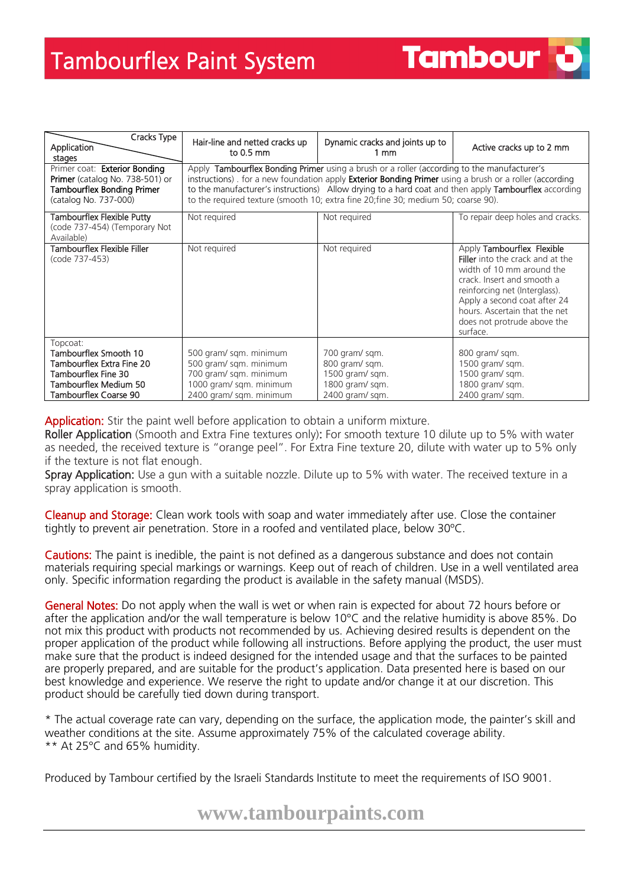# Tambourflex Paint System

| Application stages / Cracks Type | Hair-line and netted cracks up to 0.5 mm | Dynamic cracks and joints up to 1 mm | Active cracks up to 2 mm |
|---|---|---|---|
| Primer coat: **Exterior Bonding Primer** (catalog No. 738-501) or **Tambourflex Bonding Primer** (catalog No. 737-000) | Apply **Tambourflex Bonding Primer** using a brush or a roller (according to the manufacturer's instructions) . for a new foundation apply **Exterior Bonding Primer** using a brush or a roller (according to the manufacturer's instructions) Allow drying to a hard coat and then apply **Tambourflex** according to the required texture (smooth 10; extra fine 20;fine 30; medium 50; coarse 90). | | |
| **Tambourflex Flexible Putty** (code 737-454) (Temporary Not Available) | Not required | Not required | To repair deep holes and cracks. |
| **Tambourflex Flexible Filler** (code 737-453) | Not required | Not required | Apply **Tambourflex Flexible Filler** into the crack and at the width of 10 mm around the crack. Insert and smooth a reinforcing net (Interglass). Apply a second coat after 24 hours. Ascertain that the net does not protrude above the surface. |
| Topcoat:<br>**Tambourflex Smooth 10**<br>**Tambourflex Extra Fine 20**<br>**Tambourflex Fine 30**<br>**Tambourflex Medium 50**<br>**Tambourflex Coarse 90** | <br>500 gram/ sqm. minimum<br>500 gram/ sqm. minimum<br>700 gram/ sqm. minimum<br>1000 gram/ sqm. minimum<br>2400 gram/ sqm. minimum | <br>700 gram/ sqm.<br>800 gram/ sqm.<br>1500 gram/ sqm.<br>1800 gram/ sqm.<br>2400 gram/ sqm. | <br>800 gram/ sqm.<br>1500 gram/ sqm.<br>1500 gram/ sqm.<br>1800 gram/ sqm.<br>2400 gram/ sqm. |

**Application:** Stir the paint well before application to obtain a uniform mixture.
**Roller Application** (Smooth and Extra Fine textures only): For smooth texture 10 dilute up to 5% with water as needed, the received texture is "orange peel". For Extra Fine texture 20, dilute with water up to 5% only if the texture is not flat enough.
**Spray Application:** Use a gun with a suitable nozzle. Dilute up to 5% with water. The received texture in a spray application is smooth.

**Cleanup and Storage:** Clean work tools with soap and water immediately after use. Close the container tightly to prevent air penetration. Store in a roofed and ventilated place, below 30°C.

**Cautions:** The paint is inedible, the paint is not defined as a dangerous substance and does not contain materials requiring special markings or warnings. Keep out of reach of children. Use in a well ventilated area only. Specific information regarding the product is available in the safety manual (MSDS).

**General Notes:** Do not apply when the wall is wet or when rain is expected for about 72 hours before or after the application and/or the wall temperature is below 10°C and the relative humidity is above 85%. Do not mix this product with products not recommended by us. Achieving desired results is dependent on the proper application of the product while following all instructions. Before applying the product, the user must make sure that the product is indeed designed for the intended usage and that the surfaces to be painted are properly prepared, and are suitable for the product's application. Data presented here is based on our best knowledge and experience. We reserve the right to update and/or change it at our discretion. This product should be carefully tied down during transport.

* The actual coverage rate can vary, depending on the surface, the application mode, the painter's skill and weather conditions at the site. Assume approximately 75% of the calculated coverage ability.
** At 25°C and 65% humidity.

Produced by Tambour certified by the Israeli Standards Institute to meet the requirements of ISO 9001.

www.tambourpaints.com